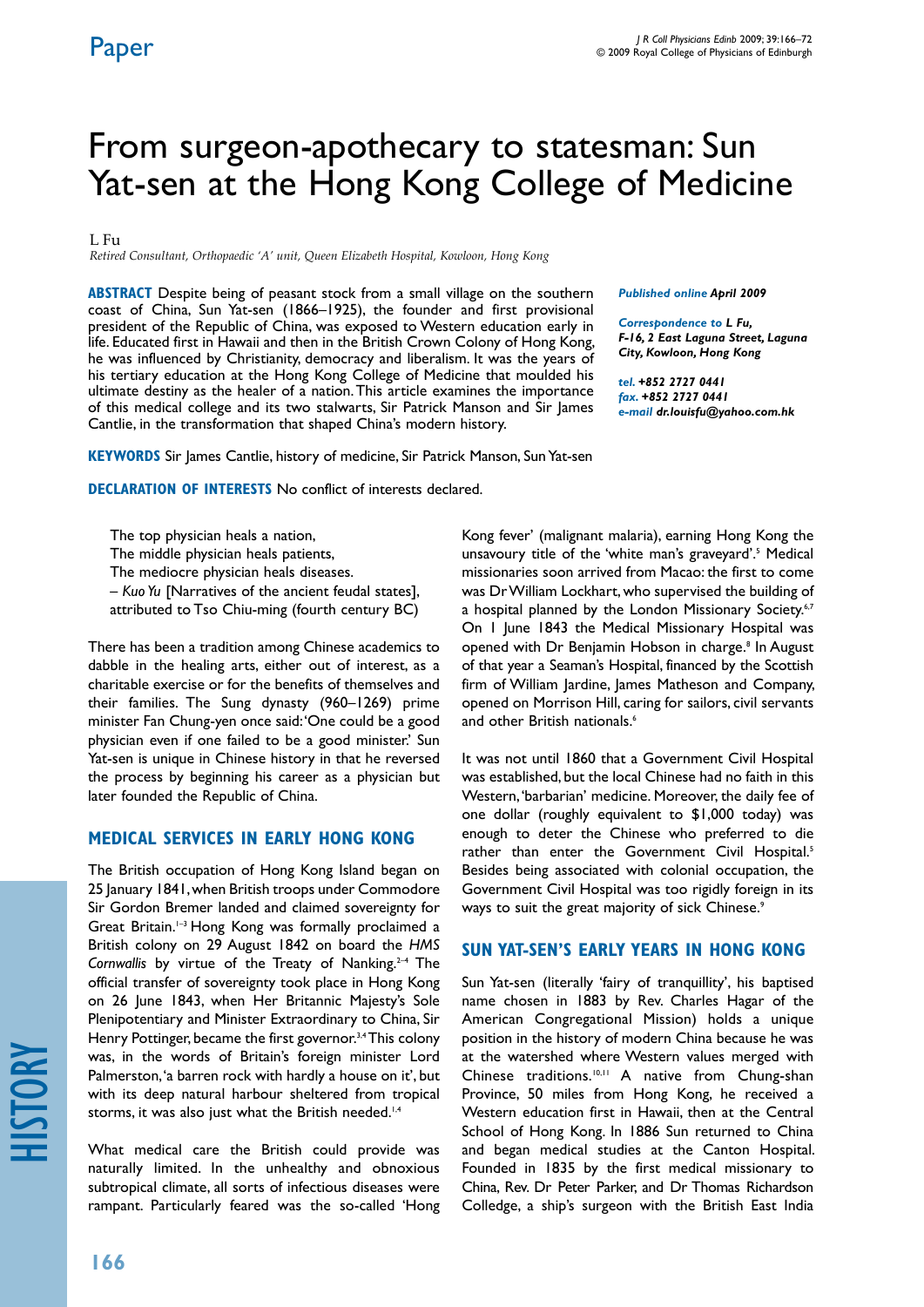# From surgeon-apothecary to statesman: Sun Yat-sen at the Hong Kong College of Medicine

L Fu

*Retired Consultant, Orthopaedic 'A' unit, Queen Elizabeth Hospital, Kowloon, Hong Kong*

**ABSTRACT** Despite being of peasant stock from a small village on the southern coast of China, Sun Yat-sen (1866–1925), the founder and first provisional president of the Republic of China, was exposed to Western education early in life. Educated first in Hawaii and then in the British Crown Colony of Hong Kong, he was influenced by Christianity, democracy and liberalism. It was the years of his tertiary education at the Hong Kong College of Medicine that moulded his ultimate destiny as the healer of a nation. This article examines the importance of this medical college and its two stalwarts, Sir Patrick Manson and Sir James Cantlie, in the transformation that shaped China's modern history.

***Published online** April 2009*

***Correspondence to** L Fu, F-16, 2 East Laguna Street, Laguna City, Kowloon, Hong Kong*

***tel.** +852 2727 0441*
***fax.** +852 2727 0441*
***e-mail** dr.louisfu@yahoo.com.hk*

**KEYWORDS** Sir James Cantlie, history of medicine, Sir Patrick Manson, Sun Yat-sen

**DECLARATION OF INTERESTS** No conflict of interests declared.

The top physician heals a nation,
The middle physician heals patients,
The mediocre physician heals diseases.
– *Kuo Yu* [Narratives of the ancient feudal states], attributed to Tso Chiu-ming (fourth century BC)

There has been a tradition among Chinese academics to dabble in the healing arts, either out of interest, as a charitable exercise or for the benefits of themselves and their families. The Sung dynasty (960–1269) prime minister Fan Chung-yen once said: 'One could be a good physician even if one failed to be a good minister.' Sun Yat-sen is unique in Chinese history in that he reversed the process by beginning his career as a physician but later founded the Republic of China.

## MEDICAL SERVICES IN EARLY HONG KONG

The British occupation of Hong Kong Island began on 25 January 1841, when British troops under Commodore Sir Gordon Bremer landed and claimed sovereignty for Great Britain.[1–3] Hong Kong was formally proclaimed a British colony on 29 August 1842 on board the *HMS Cornwallis* by virtue of the Treaty of Nanking.[2–4] The official transfer of sovereignty took place in Hong Kong on 26 June 1843, when Her Britannic Majesty's Sole Plenipotentiary and Minister Extraordinary to China, Sir Henry Pottinger, became the first governor.[3,4] This colony was, in the words of Britain's foreign minister Lord Palmerston, 'a barren rock with hardly a house on it', but with its deep natural harbour sheltered from tropical storms, it was also just what the British needed.[1,4]

What medical care the British could provide was naturally limited. In the unhealthy and obnoxious subtropical climate, all sorts of infectious diseases were rampant. Particularly feared was the so-called 'Hong Kong fever' (malignant malaria), earning Hong Kong the unsavoury title of the 'white man's graveyard'.[5] Medical missionaries soon arrived from Macao: the first to come was Dr William Lockhart, who supervised the building of a hospital planned by the London Missionary Society.[6,7] On 1 June 1843 the Medical Missionary Hospital was opened with Dr Benjamin Hobson in charge.[8] In August of that year a Seaman's Hospital, financed by the Scottish firm of William Jardine, James Matheson and Company, opened on Morrison Hill, caring for sailors, civil servants and other British nationals.[6]

It was not until 1860 that a Government Civil Hospital was established, but the local Chinese had no faith in this Western, 'barbarian' medicine. Moreover, the daily fee of one dollar (roughly equivalent to $1,000 today) was enough to deter the Chinese who preferred to die rather than enter the Government Civil Hospital.[5] Besides being associated with colonial occupation, the Government Civil Hospital was too rigidly foreign in its ways to suit the great majority of sick Chinese.[9]

## SUN YAT-SEN'S EARLY YEARS IN HONG KONG

Sun Yat-sen (literally 'fairy of tranquillity', his baptised name chosen in 1883 by Rev. Charles Hagar of the American Congregational Mission) holds a unique position in the history of modern China because he was at the watershed where Western values merged with Chinese traditions.[10,11] A native from Chung-shan Province, 50 miles from Hong Kong, he received a Western education first in Hawaii, then at the Central School of Hong Kong. In 1886 Sun returned to China and began medical studies at the Canton Hospital. Founded in 1835 by the first medical missionary to China, Rev. Dr Peter Parker, and Dr Thomas Richardson Colledge, a ship's surgeon with the British East India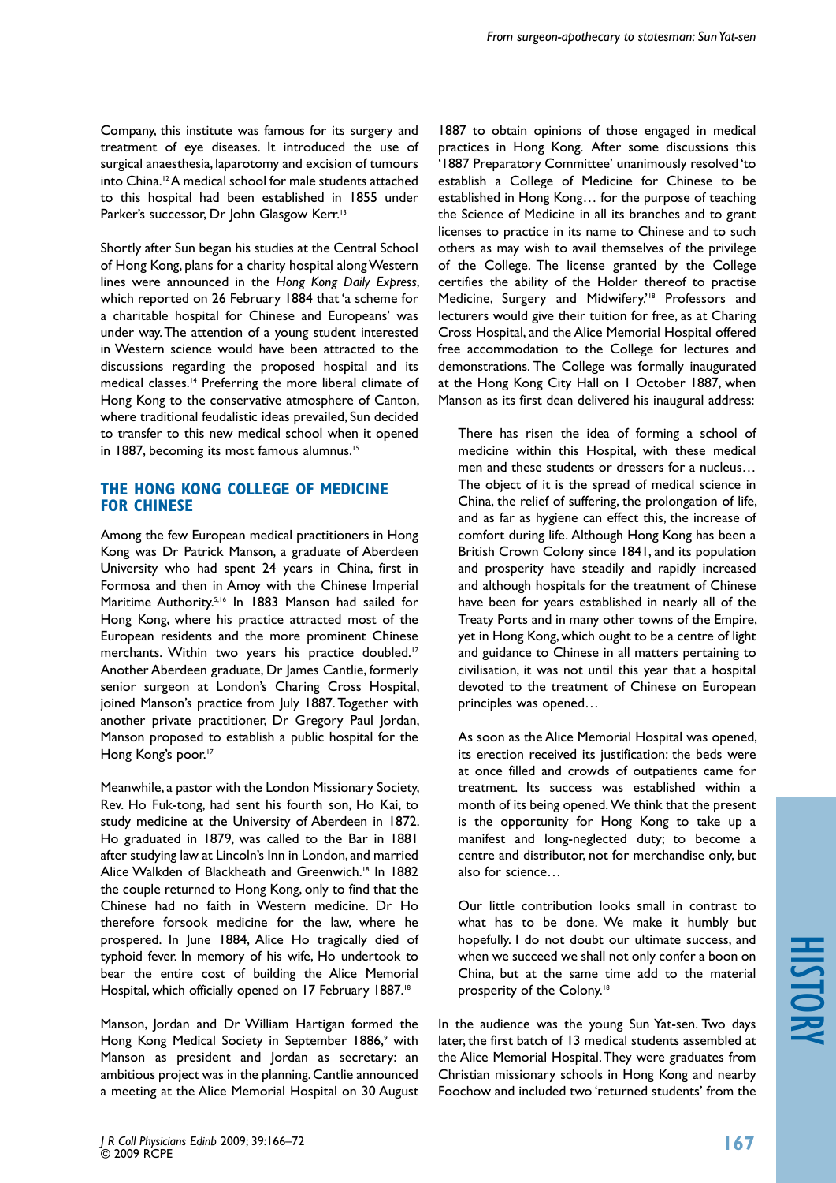Company, this institute was famous for its surgery and treatment of eye diseases. It introduced the use of surgical anaesthesia, laparotomy and excision of tumours into China.[12] A medical school for male students attached to this hospital had been established in 1855 under Parker's successor, Dr John Glasgow Kerr.[13]

Shortly after Sun began his studies at the Central School of Hong Kong, plans for a charity hospital along Western lines were announced in the *Hong Kong Daily Express*, which reported on 26 February 1884 that 'a scheme for a charitable hospital for Chinese and Europeans' was under way. The attention of a young student interested in Western science would have been attracted to the discussions regarding the proposed hospital and its medical classes.[14] Preferring the more liberal climate of Hong Kong to the conservative atmosphere of Canton, where traditional feudalistic ideas prevailed, Sun decided to transfer to this new medical school when it opened in 1887, becoming its most famous alumnus.[15]

## THE HONG KONG COLLEGE OF MEDICINE FOR CHINESE

Among the few European medical practitioners in Hong Kong was Dr Patrick Manson, a graduate of Aberdeen University who had spent 24 years in China, first in Formosa and then in Amoy with the Chinese Imperial Maritime Authority.[5,16] In 1883 Manson had sailed for Hong Kong, where his practice attracted most of the European residents and the more prominent Chinese merchants. Within two years his practice doubled.[17] Another Aberdeen graduate, Dr James Cantlie, formerly senior surgeon at London's Charing Cross Hospital, joined Manson's practice from July 1887. Together with another private practitioner, Dr Gregory Paul Jordan, Manson proposed to establish a public hospital for the Hong Kong's poor.[17]

Meanwhile, a pastor with the London Missionary Society, Rev. Ho Fuk-tong, had sent his fourth son, Ho Kai, to study medicine at the University of Aberdeen in 1872. Ho graduated in 1879, was called to the Bar in 1881 after studying law at Lincoln's Inn in London, and married Alice Walkden of Blackheath and Greenwich.[18] In 1882 the couple returned to Hong Kong, only to find that the Chinese had no faith in Western medicine. Dr Ho therefore forsook medicine for the law, where he prospered. In June 1884, Alice Ho tragically died of typhoid fever. In memory of his wife, Ho undertook to bear the entire cost of building the Alice Memorial Hospital, which officially opened on 17 February 1887.[18]

Manson, Jordan and Dr William Hartigan formed the Hong Kong Medical Society in September 1886,[9] with Manson as president and Jordan as secretary: an ambitious project was in the planning. Cantlie announced a meeting at the Alice Memorial Hospital on 30 August 1887 to obtain opinions of those engaged in medical practices in Hong Kong. After some discussions this '1887 Preparatory Committee' unanimously resolved 'to establish a College of Medicine for Chinese to be established in Hong Kong… for the purpose of teaching the Science of Medicine in all its branches and to grant licenses to practice in its name to Chinese and to such others as may wish to avail themselves of the privilege of the College. The license granted by the College certifies the ability of the Holder thereof to practise Medicine, Surgery and Midwifery.'[18] Professors and lecturers would give their tuition for free, as at Charing Cross Hospital, and the Alice Memorial Hospital offered free accommodation to the College for lectures and demonstrations. The College was formally inaugurated at the Hong Kong City Hall on 1 October 1887, when Manson as its first dean delivered his inaugural address:

> There has risen the idea of forming a school of medicine within this Hospital, with these medical men and these students or dressers for a nucleus… The object of it is the spread of medical science in China, the relief of suffering, the prolongation of life, and as far as hygiene can effect this, the increase of comfort during life. Although Hong Kong has been a British Crown Colony since 1841, and its population and prosperity have steadily and rapidly increased and although hospitals for the treatment of Chinese have been for years established in nearly all of the Treaty Ports and in many other towns of the Empire, yet in Hong Kong, which ought to be a centre of light and guidance to Chinese in all matters pertaining to civilisation, it was not until this year that a hospital devoted to the treatment of Chinese on European principles was opened…
>
> As soon as the Alice Memorial Hospital was opened, its erection received its justification: the beds were at once filled and crowds of outpatients came for treatment. Its success was established within a month of its being opened. We think that the present is the opportunity for Hong Kong to take up a manifest and long-neglected duty; to become a centre and distributor, not for merchandise only, but also for science…
>
> Our little contribution looks small in contrast to what has to be done. We make it humbly but hopefully. I do not doubt our ultimate success, and when we succeed we shall not only confer a boon on China, but at the same time add to the material prosperity of the Colony.[18]

In the audience was the young Sun Yat-sen. Two days later, the first batch of 13 medical students assembled at the Alice Memorial Hospital. They were graduates from Christian missionary schools in Hong Kong and nearby Foochow and included two 'returned students' from the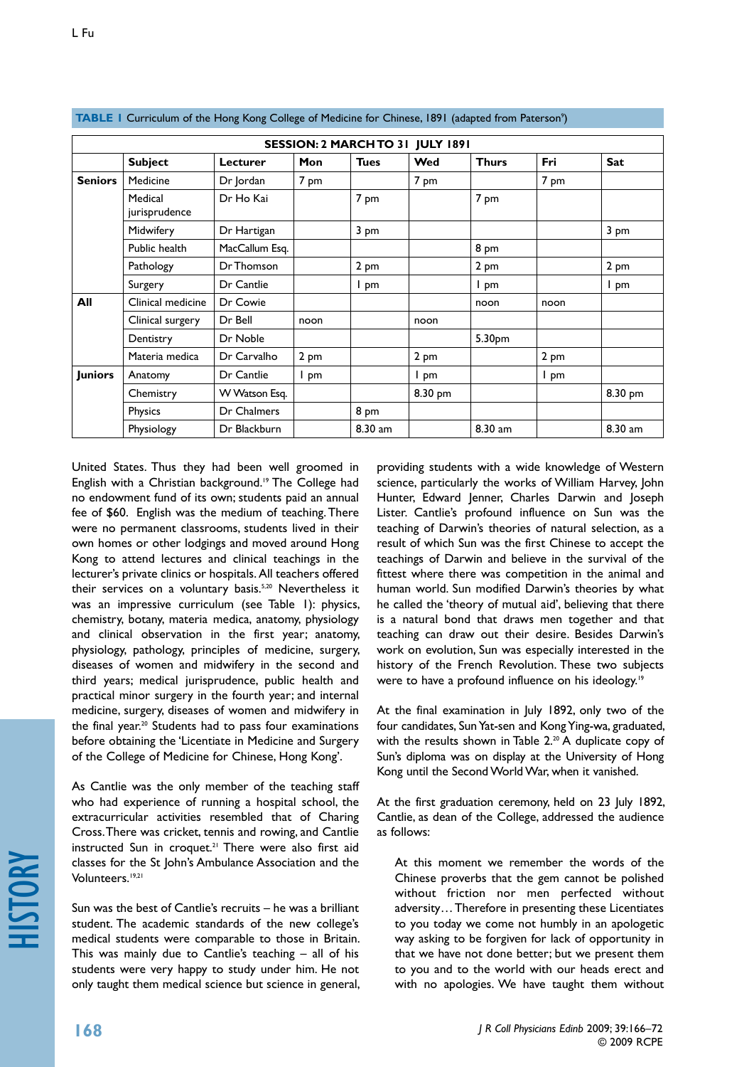**TABLE 1** Curriculum of the Hong Kong College of Medicine for Chinese, 1891 (adapted from Paterson[9])

| SESSION: 2 MARCH TO 31 JULY 1891 | | | | | | | | |
|---|---|---|---|---|---|---|---|---|
| | **Subject** | **Lecturer** | **Mon** | **Tues** | **Wed** | **Thurs** | **Fri** | **Sat** |
| **Seniors** | Medicine | Dr Jordan | 7 pm | | 7 pm | | 7 pm | |
| | Medical jurisprudence | Dr Ho Kai | | 7 pm | | 7 pm | | |
| | Midwifery | Dr Hartigan | | 3 pm | | | | 3 pm |
| | Public health | MacCallum Esq. | | | | 8 pm | | |
| | Pathology | Dr Thomson | | 2 pm | | 2 pm | | 2 pm |
| | Surgery | Dr Cantlie | | 1 pm | | 1 pm | | 1 pm |
| **All** | Clinical medicine | Dr Cowie | | | | noon | noon | |
| | Clinical surgery | Dr Bell | noon | | noon | | | |
| | Dentistry | Dr Noble | | | | 5.30pm | | |
| | Materia medica | Dr Carvalho | 2 pm | | 2 pm | | 2 pm | |
| **Juniors** | Anatomy | Dr Cantlie | 1 pm | | 1 pm | | 1 pm | |
| | Chemistry | W Watson Esq. | | | 8.30 pm | | | 8.30 pm |
| | Physics | Dr Chalmers | | 8 pm | | | | |
| | Physiology | Dr Blackburn | | 8.30 am | | 8.30 am | | 8.30 am |

United States. Thus they had been well groomed in English with a Christian background.[19] The College had no endowment fund of its own; students paid an annual fee of $60. English was the medium of teaching. There were no permanent classrooms, students lived in their own homes or other lodgings and moved around Hong Kong to attend lectures and clinical teachings in the lecturer's private clinics or hospitals. All teachers offered their services on a voluntary basis.[5,20] Nevertheless it was an impressive curriculum (see Table 1): physics, chemistry, botany, materia medica, anatomy, physiology and clinical observation in the first year; anatomy, physiology, pathology, principles of medicine, surgery, diseases of women and midwifery in the second and third years; medical jurisprudence, public health and practical minor surgery in the fourth year; and internal medicine, surgery, diseases of women and midwifery in the final year.[20] Students had to pass four examinations before obtaining the 'Licentiate in Medicine and Surgery of the College of Medicine for Chinese, Hong Kong'.

As Cantlie was the only member of the teaching staff who had experience of running a hospital school, the extracurricular activities resembled that of Charing Cross. There was cricket, tennis and rowing, and Cantlie instructed Sun in croquet.[21] There were also first aid classes for the St John's Ambulance Association and the Volunteers.[19,21]

Sun was the best of Cantlie's recruits – he was a brilliant student. The academic standards of the new college's medical students were comparable to those in Britain. This was mainly due to Cantlie's teaching – all of his students were very happy to study under him. He not only taught them medical science but science in general, providing students with a wide knowledge of Western science, particularly the works of William Harvey, John Hunter, Edward Jenner, Charles Darwin and Joseph Lister. Cantlie's profound influence on Sun was the teaching of Darwin's theories of natural selection, as a result of which Sun was the first Chinese to accept the teachings of Darwin and believe in the survival of the fittest where there was competition in the animal and human world. Sun modified Darwin's theories by what he called the 'theory of mutual aid', believing that there is a natural bond that draws men together and that teaching can draw out their desire. Besides Darwin's work on evolution, Sun was especially interested in the history of the French Revolution. These two subjects were to have a profound influence on his ideology.[19]

At the final examination in July 1892, only two of the four candidates, Sun Yat-sen and Kong Ying-wa, graduated, with the results shown in Table 2.[20] A duplicate copy of Sun's diploma was on display at the University of Hong Kong until the Second World War, when it vanished.

At the first graduation ceremony, held on 23 July 1892, Cantlie, as dean of the College, addressed the audience as follows:

> At this moment we remember the words of the Chinese proverbs that the gem cannot be polished without friction nor men perfected without adversity… Therefore in presenting these Licentiates to you today we come not humbly in an apologetic way asking to be forgiven for lack of opportunity in that we have not done better; but we present them to you and to the world with our heads erect and with no apologies. We have taught them without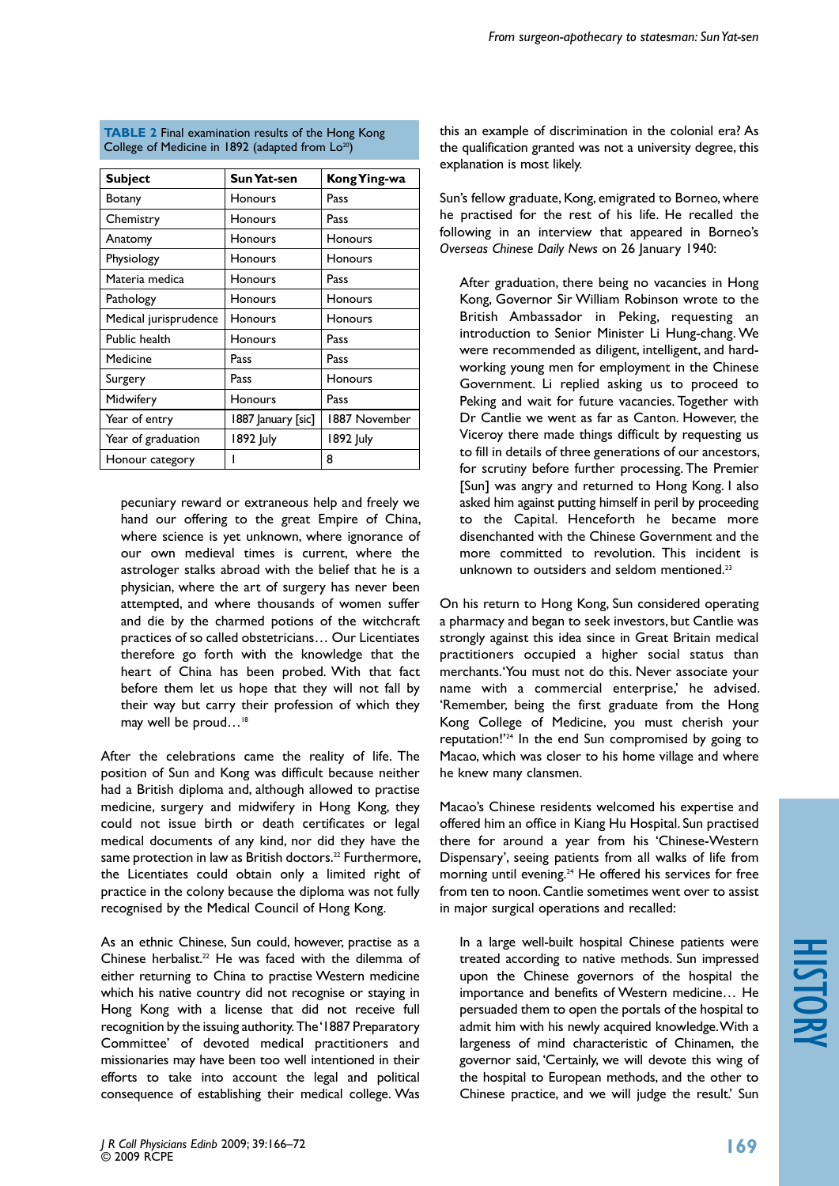**TABLE 2** Final examination results of the Hong Kong College of Medicine in 1892 (adapted from Lo[20])

| Subject | Sun Yat-sen | Kong Ying-wa |
|---|---|---|
| Botany | Honours | Pass |
| Chemistry | Honours | Pass |
| Anatomy | Honours | Honours |
| Physiology | Honours | Honours |
| Materia medica | Honours | Pass |
| Pathology | Honours | Honours |
| Medical jurisprudence | Honours | Honours |
| Public health | Honours | Pass |
| Medicine | Pass | Pass |
| Surgery | Pass | Honours |
| Midwifery | Honours | Pass |
| Year of entry | 1887 January [sic] | 1887 November |
| Year of graduation | 1892 July | 1892 July |
| Honour category | I | 8 |

> pecuniary reward or extraneous help and freely we hand our offering to the great Empire of China, where science is yet unknown, where ignorance of our own medieval times is current, where the astrologer stalks abroad with the belief that he is a physician, where the art of surgery has never been attempted, and where thousands of women suffer and die by the charmed potions of the witchcraft practices of so called obstetricians… Our Licentiates therefore go forth with the knowledge that the heart of China has been probed. With that fact before them let us hope that they will not fall by their way but carry their profession of which they may well be proud…[18]

After the celebrations came the reality of life. The position of Sun and Kong was difficult because neither had a British diploma and, although allowed to practise medicine, surgery and midwifery in Hong Kong, they could not issue birth or death certificates or legal medical documents of any kind, nor did they have the same protection in law as British doctors.[22] Furthermore, the Licentiates could obtain only a limited right of practice in the colony because the diploma was not fully recognised by the Medical Council of Hong Kong.

As an ethnic Chinese, Sun could, however, practise as a Chinese herbalist.[22] He was faced with the dilemma of either returning to China to practise Western medicine which his native country did not recognise or staying in Hong Kong with a license that did not receive full recognition by the issuing authority. The '1887 Preparatory Committee' of devoted medical practitioners and missionaries may have been too well intentioned in their efforts to take into account the legal and political consequence of establishing their medical college. Was this an example of discrimination in the colonial era? As the qualification granted was not a university degree, this explanation is most likely.

Sun's fellow graduate, Kong, emigrated to Borneo, where he practised for the rest of his life. He recalled the following in an interview that appeared in Borneo's *Overseas Chinese Daily News* on 26 January 1940:

> After graduation, there being no vacancies in Hong Kong, Governor Sir William Robinson wrote to the British Ambassador in Peking, requesting an introduction to Senior Minister Li Hung-chang. We were recommended as diligent, intelligent, and hard-working young men for employment in the Chinese Government. Li replied asking us to proceed to Peking and wait for future vacancies. Together with Dr Cantlie we went as far as Canton. However, the Viceroy there made things difficult by requesting us to fill in details of three generations of our ancestors, for scrutiny before further processing. The Premier [Sun] was angry and returned to Hong Kong. I also asked him against putting himself in peril by proceeding to the Capital. Henceforth he became more disenchanted with the Chinese Government and the more committed to revolution. This incident is unknown to outsiders and seldom mentioned.[23]

On his return to Hong Kong, Sun considered operating a pharmacy and began to seek investors, but Cantlie was strongly against this idea since in Great Britain medical practitioners occupied a higher social status than merchants. 'You must not do this. Never associate your name with a commercial enterprise,' he advised. 'Remember, being the first graduate from the Hong Kong College of Medicine, you must cherish your reputation!'[24] In the end Sun compromised by going to Macao, which was closer to his home village and where he knew many clansmen.

Macao's Chinese residents welcomed his expertise and offered him an office in Kiang Hu Hospital. Sun practised there for around a year from his 'Chinese-Western Dispensary', seeing patients from all walks of life from morning until evening.[24] He offered his services for free from ten to noon. Cantlie sometimes went over to assist in major surgical operations and recalled:

> In a large well-built hospital Chinese patients were treated according to native methods. Sun impressed upon the Chinese governors of the hospital the importance and benefits of Western medicine… He persuaded them to open the portals of the hospital to admit him with his newly acquired knowledge. With a largeness of mind characteristic of Chinamen, the governor said, 'Certainly, we will devote this wing of the hospital to European methods, and the other to Chinese practice, and we will judge the result.' Sun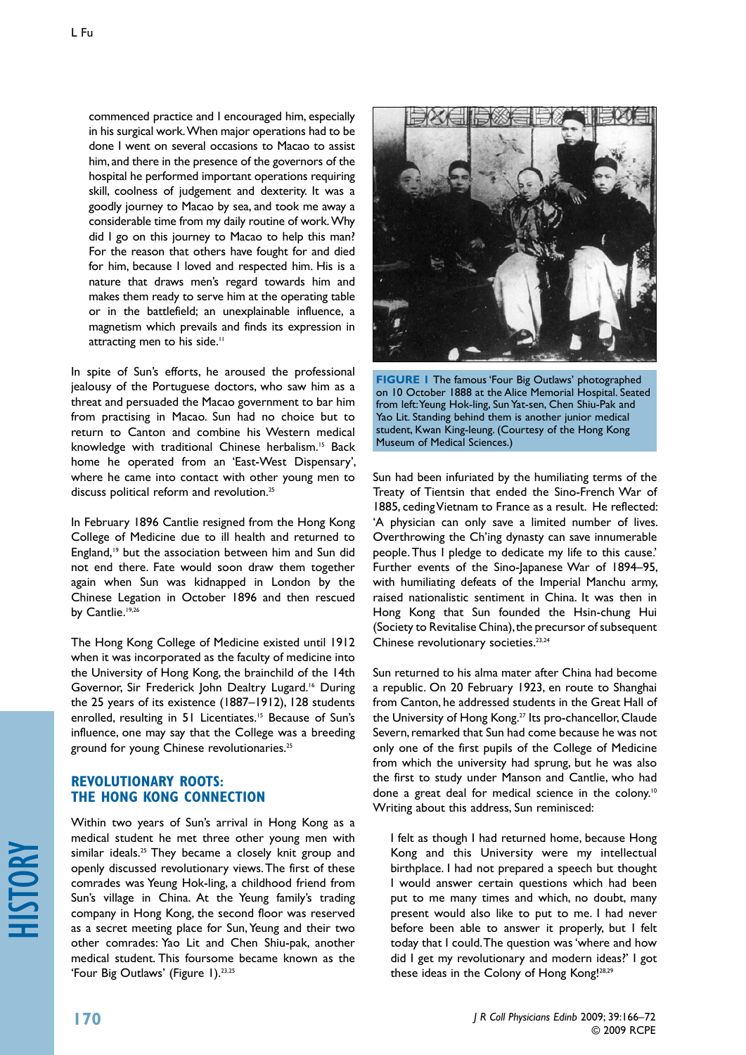commenced practice and I encouraged him, especially in his surgical work. When major operations had to be done I went on several occasions to Macao to assist him, and there in the presence of the governors of the hospital he performed important operations requiring skill, coolness of judgement and dexterity. It was a goodly journey to Macao by sea, and took me away a considerable time from my daily routine of work. Why did I go on this journey to Macao to help this man? For the reason that others have fought for and died for him, because I loved and respected him. His is a nature that draws men's regard towards him and makes them ready to serve him at the operating table or in the battlefield; an unexplainable influence, a magnetism which prevails and finds its expression in attracting men to his side.[11]

In spite of Sun's efforts, he aroused the professional jealousy of the Portuguese doctors, who saw him as a threat and persuaded the Macao government to bar him from practising in Macao. Sun had no choice but to return to Canton and combine his Western medical knowledge with traditional Chinese herbalism.[15] Back home he operated from an 'East-West Dispensary', where he came into contact with other young men to discuss political reform and revolution.[25]

In February 1896 Cantlie resigned from the Hong Kong College of Medicine due to ill health and returned to England,[19] but the association between him and Sun did not end there. Fate would soon draw them together again when Sun was kidnapped in London by the Chinese Legation in October 1896 and then rescued by Cantlie.[19,26]

The Hong Kong College of Medicine existed until 1912 when it was incorporated as the faculty of medicine into the University of Hong Kong, the brainchild of the 14th Governor, Sir Frederick John Dealtry Lugard.[16] During the 25 years of its existence (1887–1912), 128 students enrolled, resulting in 51 Licentiates.[15] Because of Sun's influence, one may say that the College was a breeding ground for young Chinese revolutionaries.[25]

## REVOLUTIONARY ROOTS: THE HONG KONG CONNECTION

Within two years of Sun's arrival in Hong Kong as a medical student he met three other young men with similar ideals.[25] They became a closely knit group and openly discussed revolutionary views. The first of these comrades was Yeung Hok-ling, a childhood friend from Sun's village in China. At the Yeung family's trading company in Hong Kong, the second floor was reserved as a secret meeting place for Sun, Yeung and their two other comrades: Yao Lit and Chen Shiu-pak, another medical student. This foursome became known as the 'Four Big Outlaws' (Figure 1).[23,25]

**FIGURE 1** The famous 'Four Big Outlaws' photographed on 10 October 1888 at the Alice Memorial Hospital. Seated from left: Yeung Hok-ling, Sun Yat-sen, Chen Shiu-Pak and Yao Lit. Standing behind them is another junior medical student, Kwan King-leung. (Courtesy of the Hong Kong Museum of Medical Sciences.)

Sun had been infuriated by the humiliating terms of the Treaty of Tientsin that ended the Sino-French War of 1885, ceding Vietnam to France as a result. He reflected: 'A physician can only save a limited number of lives. Overthrowing the Ch'ing dynasty can save innumerable people. Thus I pledge to dedicate my life to this cause.' Further events of the Sino-Japanese War of 1894–95, with humiliating defeats of the Imperial Manchu army, raised nationalistic sentiment in China. It was then in Hong Kong that Sun founded the Hsin-chung Hui (Society to Revitalise China), the precursor of subsequent Chinese revolutionary societies.[23,24]

Sun returned to his alma mater after China had become a republic. On 20 February 1923, en route to Shanghai from Canton, he addressed students in the Great Hall of the University of Hong Kong.[27] Its pro-chancellor, Claude Severn, remarked that Sun had come because he was not only one of the first pupils of the College of Medicine from which the university had sprung, but he was also the first to study under Manson and Cantlie, who had done a great deal for medical science in the colony.[10] Writing about this address, Sun reminisced:

> I felt as though I had returned home, because Hong Kong and this University were my intellectual birthplace. I had not prepared a speech but thought I would answer certain questions which had been put to me many times and which, no doubt, many present would also like to put to me. I had never before been able to answer it properly, but I felt today that I could. The question was 'where and how did I get my revolutionary and modern ideas?' I got these ideas in the Colony of Hong Kong![28,29]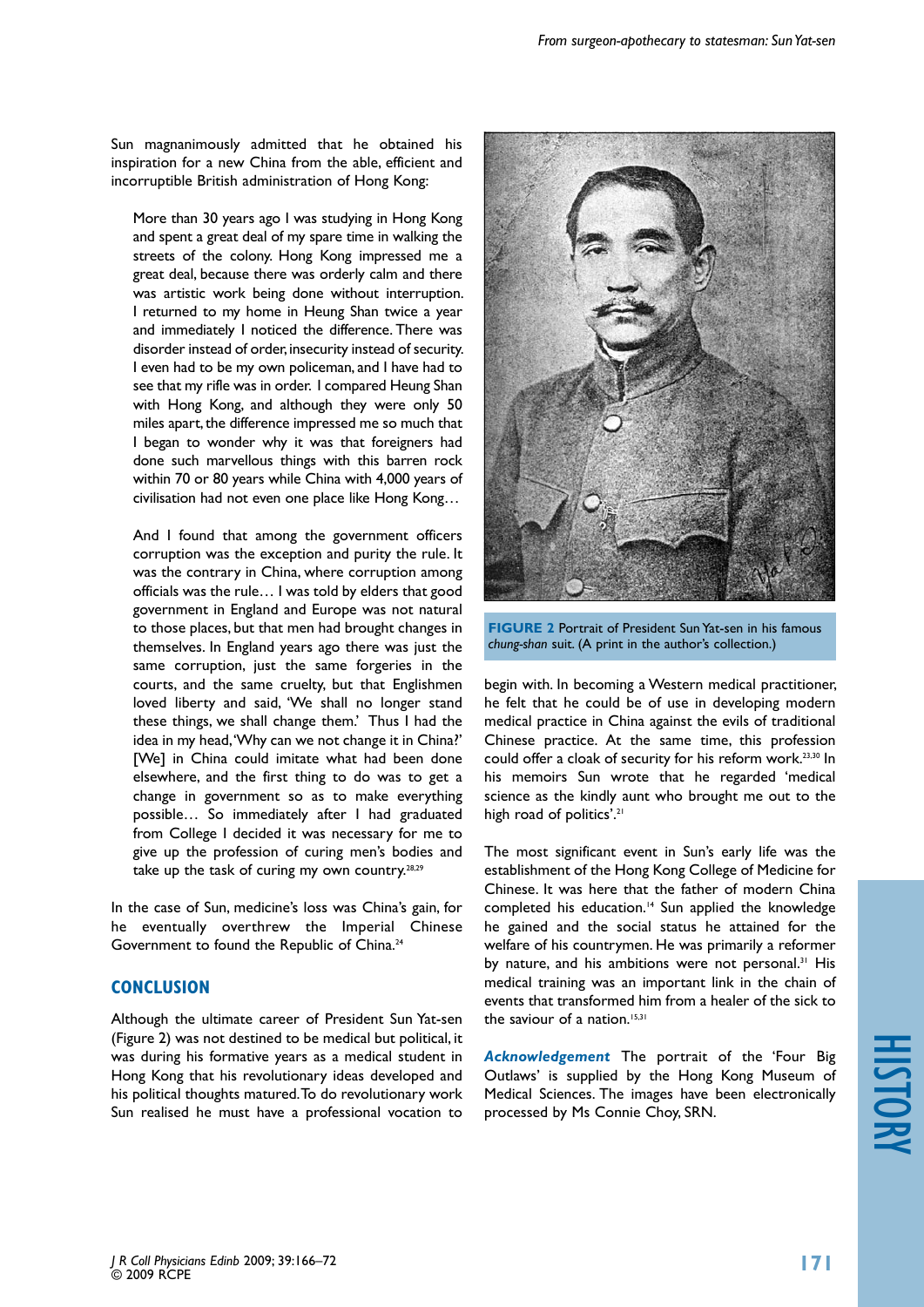Sun magnanimously admitted that he obtained his inspiration for a new China from the able, efficient and incorruptible British administration of Hong Kong:

> More than 30 years ago I was studying in Hong Kong and spent a great deal of my spare time in walking the streets of the colony. Hong Kong impressed me a great deal, because there was orderly calm and there was artistic work being done without interruption. I returned to my home in Heung Shan twice a year and immediately I noticed the difference. There was disorder instead of order, insecurity instead of security. I even had to be my own policeman, and I have had to see that my rifle was in order. I compared Heung Shan with Hong Kong, and although they were only 50 miles apart, the difference impressed me so much that I began to wonder why it was that foreigners had done such marvellous things with this barren rock within 70 or 80 years while China with 4,000 years of civilisation had not even one place like Hong Kong…
>
> And I found that among the government officers corruption was the exception and purity the rule. It was the contrary in China, where corruption among officials was the rule… I was told by elders that good government in England and Europe was not natural to those places, but that men had brought changes in themselves. In England years ago there was just the same corruption, just the same forgeries in the courts, and the same cruelty, but that Englishmen loved liberty and said, 'We shall no longer stand these things, we shall change them.' Thus I had the idea in my head, 'Why can we not change it in China?' [We] in China could imitate what had been done elsewhere, and the first thing to do was to get a change in government so as to make everything possible… So immediately after I had graduated from College I decided it was necessary for me to give up the profession of curing men's bodies and take up the task of curing my own country.[28,29]

In the case of Sun, medicine's loss was China's gain, for he eventually overthrew the Imperial Chinese Government to found the Republic of China.[24]

## CONCLUSION

Although the ultimate career of President Sun Yat-sen (Figure 2) was not destined to be medical but political, it was during his formative years as a medical student in Hong Kong that his revolutionary ideas developed and his political thoughts matured. To do revolutionary work Sun realised he must have a professional vocation to begin with. In becoming a Western medical practitioner, he felt that he could be of use in developing modern medical practice in China against the evils of traditional Chinese practice. At the same time, this profession could offer a cloak of security for his reform work.[23,30] In his memoirs Sun wrote that he regarded 'medical science as the kindly aunt who brought me out to the high road of politics'.[21]

**FIGURE 2** Portrait of President Sun Yat-sen in his famous *chung-shan* suit. (A print in the author's collection.)

The most significant event in Sun's early life was the establishment of the Hong Kong College of Medicine for Chinese. It was here that the father of modern China completed his education.[14] Sun applied the knowledge he gained and the social status he attained for the welfare of his countrymen. He was primarily a reformer by nature, and his ambitions were not personal.[31] His medical training was an important link in the chain of events that transformed him from a healer of the sick to the saviour of a nation.[15,31]

***Acknowledgement*** The portrait of the 'Four Big Outlaws' is supplied by the Hong Kong Museum of Medical Sciences. The images have been electronically processed by Ms Connie Choy, SRN.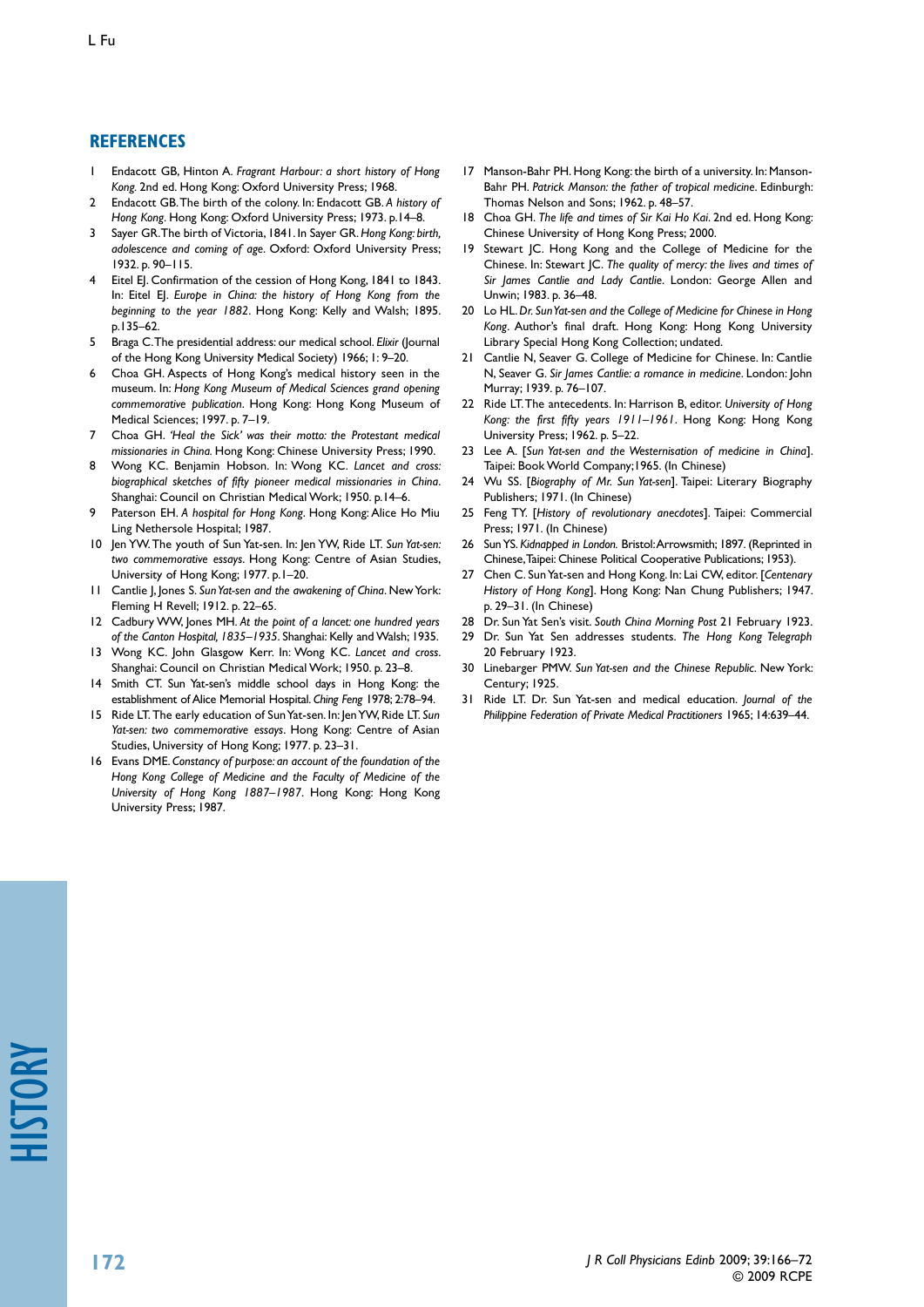## REFERENCES

1. Endacott GB, Hinton A. *Fragrant Harbour: a short history of Hong Kong.* 2nd ed. Hong Kong: Oxford University Press; 1968.
2. Endacott GB. The birth of the colony. In: Endacott GB. *A history of Hong Kong*. Hong Kong: Oxford University Press; 1973. p.14–8.
3. Sayer GR. The birth of Victoria, 1841. In Sayer GR. *Hong Kong: birth, adolescence and coming of age*. Oxford: Oxford University Press; 1932. p. 90–115.
4. Eitel EJ. Confirmation of the cession of Hong Kong, 1841 to 1843. In: Eitel EJ. *Europe in China: the history of Hong Kong from the beginning to the year 1882*. Hong Kong: Kelly and Walsh; 1895. p.135–62.
5. Braga C. The presidential address: our medical school. *Elixir* (Journal of the Hong Kong University Medical Society) 1966; 1: 9–20.
6. Choa GH. Aspects of Hong Kong's medical history seen in the museum. In: *Hong Kong Museum of Medical Sciences grand opening commemorative publication*. Hong Kong: Hong Kong Museum of Medical Sciences; 1997. p. 7–19.
7. Choa GH. *'Heal the Sick' was their motto: the Protestant medical missionaries in China.* Hong Kong: Chinese University Press; 1990.
8. Wong KC. Benjamin Hobson. In: Wong KC. *Lancet and cross: biographical sketches of fifty pioneer medical missionaries in China*. Shanghai: Council on Christian Medical Work; 1950. p.14–6.
9. Paterson EH. *A hospital for Hong Kong*. Hong Kong: Alice Ho Miu Ling Nethersole Hospital; 1987.
10. Jen YW. The youth of Sun Yat-sen. In: Jen YW, Ride LT. *Sun Yat-sen: two commemorative essays*. Hong Kong: Centre of Asian Studies, University of Hong Kong; 1977. p.1–20.
11. Cantlie J, Jones S. *Sun Yat-sen and the awakening of China*. New York: Fleming H Revell; 1912. p. 22–65.
12. Cadbury WW, Jones MH. *At the point of a lancet: one hundred years of the Canton Hospital, 1835–1935*. Shanghai: Kelly and Walsh; 1935.
13. Wong KC. John Glasgow Kerr. In: Wong KC. *Lancet and cross*. Shanghai: Council on Christian Medical Work; 1950. p. 23–8.
14. Smith CT. Sun Yat-sen's middle school days in Hong Kong: the establishment of Alice Memorial Hospital. *Ching Feng* 1978; 2:78–94.
15. Ride LT. The early education of Sun Yat-sen. In: Jen YW, Ride LT. *Sun Yat-sen: two commemorative essays*. Hong Kong: Centre of Asian Studies, University of Hong Kong; 1977. p. 23–31.
16. Evans DME. *Constancy of purpose: an account of the foundation of the Hong Kong College of Medicine and the Faculty of Medicine of the University of Hong Kong 1887–1987*. Hong Kong: Hong Kong University Press; 1987.
17. Manson-Bahr PH. Hong Kong: the birth of a university. In: Manson-Bahr PH. *Patrick Manson: the father of tropical medicine*. Edinburgh: Thomas Nelson and Sons; 1962. p. 48–57.
18. Choa GH. *The life and times of Sir Kai Ho Kai*. 2nd ed. Hong Kong: Chinese University of Hong Kong Press; 2000.
19. Stewart JC. Hong Kong and the College of Medicine for the Chinese. In: Stewart JC. *The quality of mercy: the lives and times of Sir James Cantlie and Lady Cantlie*. London: George Allen and Unwin; 1983. p. 36–48.
20. Lo HL. *Dr. Sun Yat-sen and the College of Medicine for Chinese in Hong Kong*. Author's final draft. Hong Kong: Hong Kong University Library Special Hong Kong Collection; undated.
21. Cantlie N, Seaver G. College of Medicine for Chinese. In: Cantlie N, Seaver G. *Sir James Cantlie: a romance in medicine*. London: John Murray; 1939. p. 76–107.
22. Ride LT. The antecedents. In: Harrison B, editor. *University of Hong Kong: the first fifty years 1911–1961*. Hong Kong: Hong Kong University Press; 1962. p. 5–22.
23. Lee A. [*Sun Yat-sen and the Westernisation of medicine in China*]. Taipei: Book World Company;1965. (In Chinese)
24. Wu SS. [*Biography of Mr. Sun Yat-sen*]. Taipei: Literary Biography Publishers; 1971. (In Chinese)
25. Feng TY. [*History of revolutionary anecdotes*]. Taipei: Commercial Press; 1971. (In Chinese)
26. Sun YS. *Kidnapped in London.* Bristol: Arrowsmith; 1897. (Reprinted in Chinese, Taipei: Chinese Political Cooperative Publications; 1953).
27. Chen C. Sun Yat-sen and Hong Kong. In: Lai CW, editor. [*Centenary History of Hong Kong*]. Hong Kong: Nan Chung Publishers; 1947. p. 29–31. (In Chinese)
28. Dr. Sun Yat Sen's visit. *South China Morning Post* 21 February 1923.
29. Dr. Sun Yat Sen addresses students. *The Hong Kong Telegraph* 20 February 1923.
30. Linebarger PMW. *Sun Yat-sen and the Chinese Republic*. New York: Century; 1925.
31. Ride LT. Dr. Sun Yat-sen and medical education. *Journal of the Philippine Federation of Private Medical Practitioners* 1965; 14:639–44.